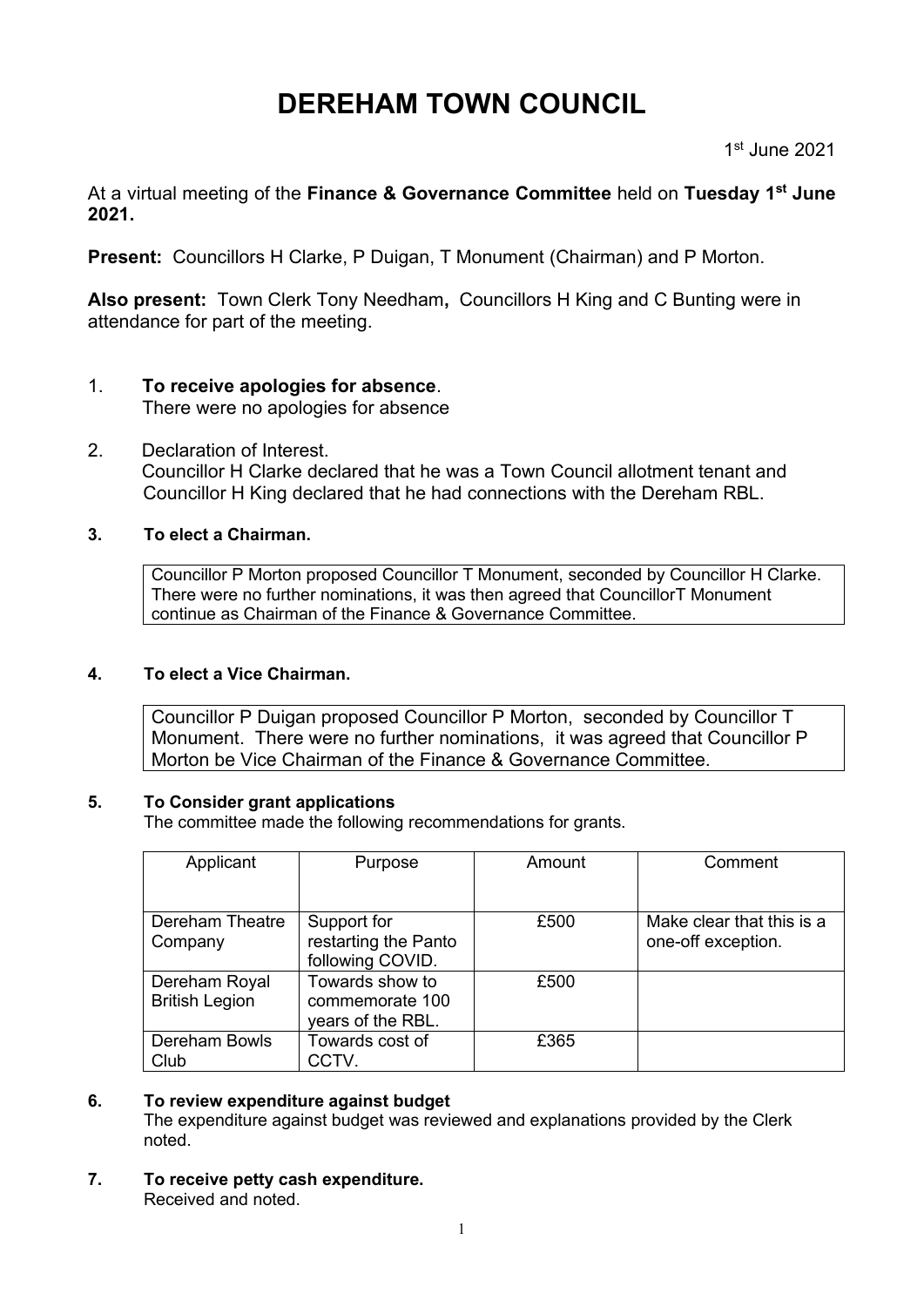# DEREHAM TOWN COUNCIL

1st June 2021

At a virtual meeting of the **Finance & Governance Committee** held on **Tuesday 1st June 2021.**

**Present:** Councillors H Clarke, P Duigan, T Monument (Chairman) and P Morton.

**Also present:** Town Clerk Tony Needham**,** Councillors H King and C Bunting were in attendance for part of the meeting.

1. **To receive apologies for absence**.
   There were no apologies for absence

2. Declaration of Interest.
   Councillor H Clarke declared that he was a Town Council allotment tenant and Councillor H King declared that he had connections with the Dereham RBL.

**3. To elect a Chairman.**

Councillor P Morton proposed Councillor T Monument, seconded by Councillor H Clarke. There were no further nominations, it was then agreed that CouncillorT Monument continue as Chairman of the Finance & Governance Committee.

**4. To elect a Vice Chairman.**

Councillor P Duigan proposed Councillor P Morton, seconded by Councillor T Monument. There were no further nominations, it was agreed that Councillor P Morton be Vice Chairman of the Finance & Governance Committee.

**5. To Consider grant applications**

The committee made the following recommendations for grants.

| Applicant | Purpose | Amount | Comment |
|---|---|---|---|
| Dereham Theatre Company | Support for restarting the Panto following COVID. | £500 | Make clear that this is a one-off exception. |
| Dereham Royal British Legion | Towards show to commemorate 100 years of the RBL. | £500 | |
| Dereham Bowls Club | Towards cost of CCTV. | £365 | |

**6. To review expenditure against budget**

The expenditure against budget was reviewed and explanations provided by the Clerk noted.

**7. To receive petty cash expenditure.**

Received and noted.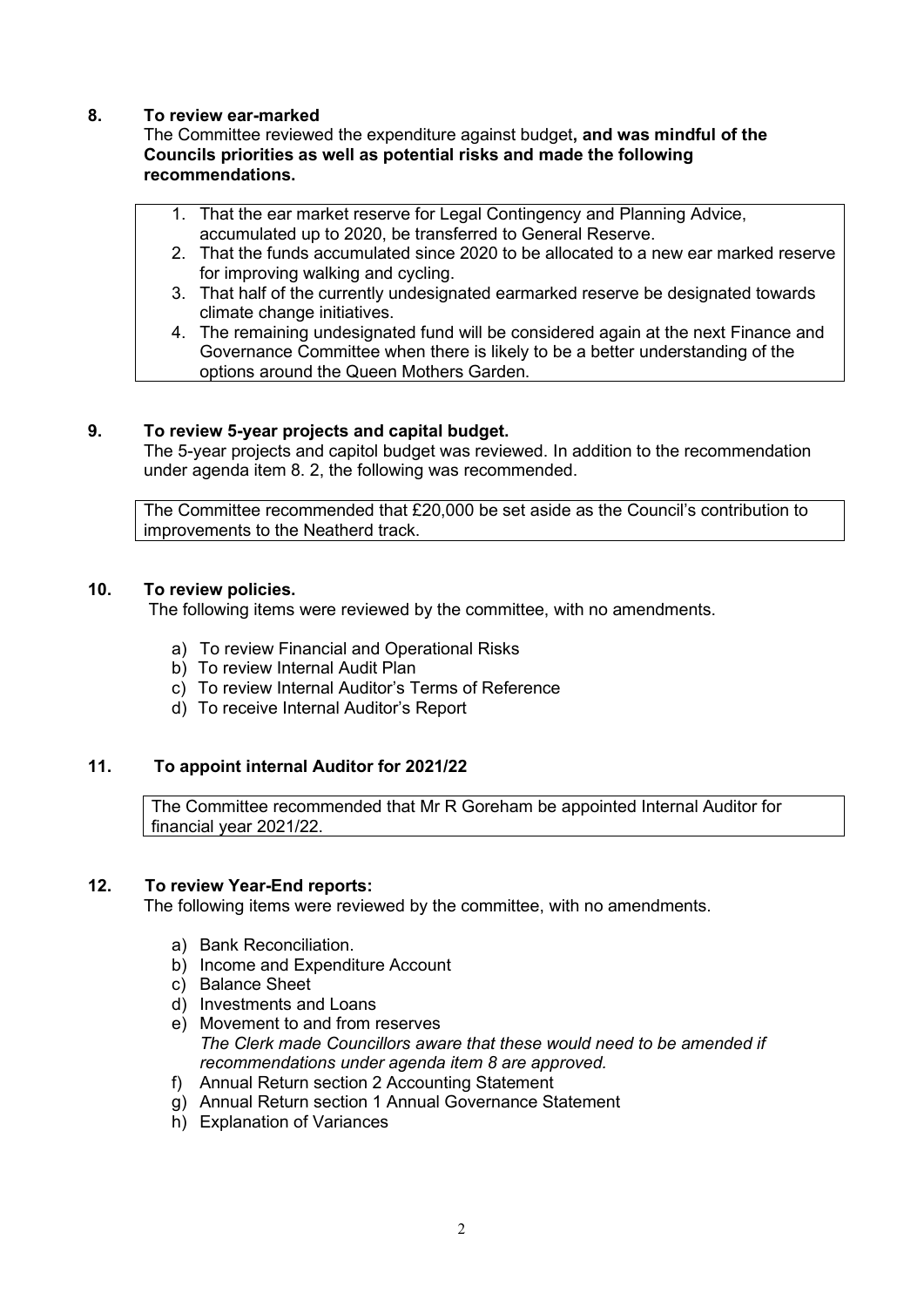**8. To review ear-marked**

The Committee reviewed the expenditure against budget**, and was mindful of the Councils priorities as well as potential risks and made the following recommendations.**

1. That the ear market reserve for Legal Contingency and Planning Advice, accumulated up to 2020, be transferred to General Reserve.
2. That the funds accumulated since 2020 to be allocated to a new ear marked reserve for improving walking and cycling.
3. That half of the currently undesignated earmarked reserve be designated towards climate change initiatives.
4. The remaining undesignated fund will be considered again at the next Finance and Governance Committee when there is likely to be a better understanding of the options around the Queen Mothers Garden.

**9. To review 5-year projects and capital budget.**

The 5-year projects and capitol budget was reviewed. In addition to the recommendation under agenda item 8. 2, the following was recommended.

The Committee recommended that £20,000 be set aside as the Council's contribution to improvements to the Neatherd track.

**10. To review policies.**

The following items were reviewed by the committee, with no amendments.

a) To review Financial and Operational Risks
b) To review Internal Audit Plan
c) To review Internal Auditor's Terms of Reference
d) To receive Internal Auditor's Report

**11. To appoint internal Auditor for 2021/22**

The Committee recommended that Mr R Goreham be appointed Internal Auditor for financial year 2021/22.

**12. To review Year-End reports:**

The following items were reviewed by the committee, with no amendments.

a) Bank Reconciliation.
b) Income and Expenditure Account
c) Balance Sheet
d) Investments and Loans
e) Movement to and from reserves
   *The Clerk made Councillors aware that these would need to be amended if recommendations under agenda item 8 are approved.*
f) Annual Return section 2 Accounting Statement
g) Annual Return section 1 Annual Governance Statement
h) Explanation of Variances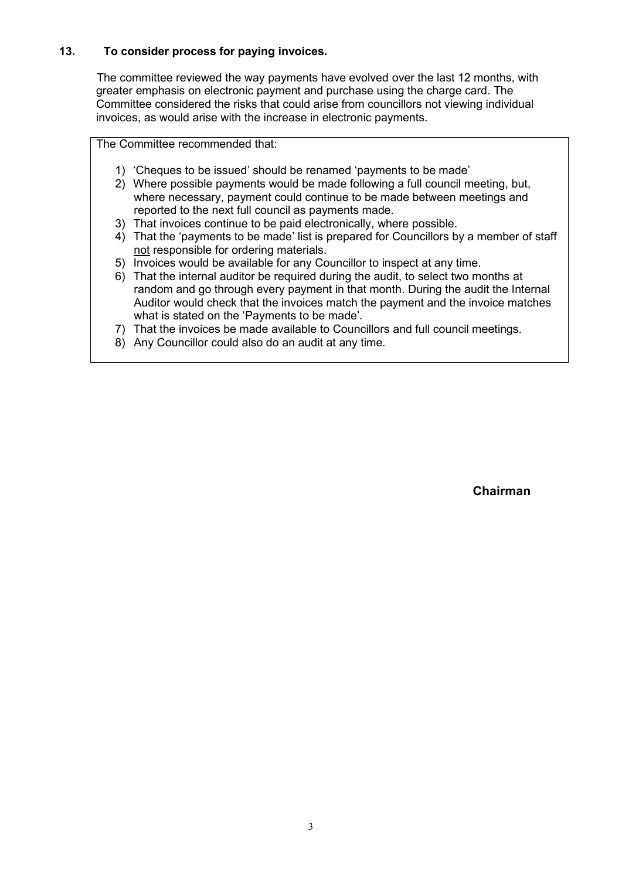## 13. To consider process for paying invoices.

The committee reviewed the way payments have evolved over the last 12 months, with greater emphasis on electronic payment and purchase using the charge card. The Committee considered the risks that could arise from councillors not viewing individual invoices, as would arise with the increase in electronic payments.

The Committee recommended that:

1) 'Cheques to be issued' should be renamed 'payments to be made'
2) Where possible payments would be made following a full council meeting, but, where necessary, payment could continue to be made between meetings and reported to the next full council as payments made.
3) That invoices continue to be paid electronically, where possible.
4) That the 'payments to be made' list is prepared for Councillors by a member of staff <u>not</u> responsible for ordering materials.
5) Invoices would be available for any Councillor to inspect at any time.
6) That the internal auditor be required during the audit, to select two months at random and go through every payment in that month. During the audit the Internal Auditor would check that the invoices match the payment and the invoice matches what is stated on the 'Payments to be made'.
7) That the invoices be made available to Councillors and full council meetings.
8) Any Councillor could also do an audit at any time.

**Chairman**